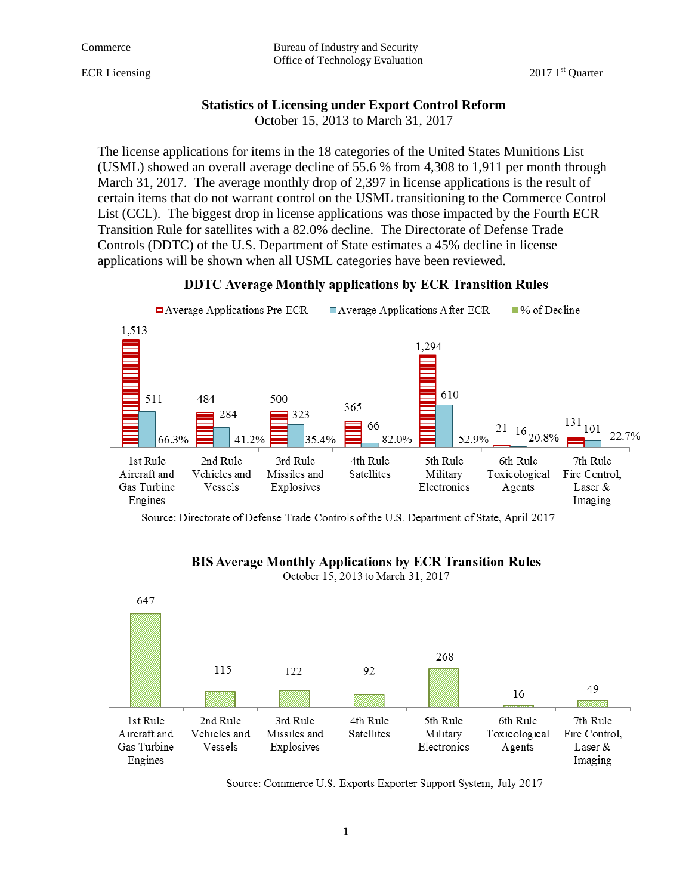# Statistics of Licensing under Export Control Reform

October 15, 2013 to March 31, 2017

The license applications for items in the 18 categories of the United States Munitions List (USML) showed an overall average decline of 55.6 % from 4,308 to 1,911 per month through March 31, 2017. The average monthly drop of 2,397 in license applications is the result of certain items that do not warrant control on the USML transitioning to the Commerce Control List (CCL). The biggest drop in license applications was those impacted by the Fourth ECR Transition Rule for satellites with a 82.0% decline. The Directorate of Defense Trade Controls (DDTC) of the U.S. Department of State estimates a 45% decline in license applications will be shown when all USML categories have been reviewed.

## DDTC Average Monthly applications by ECR Transition Rules

| Rule | Average Applications Pre-ECR | Average Applications After-ECR | % of Decline |
|---|---|---|---|
| 1st Rule Aircraft and Gas Turbine Engines | 1,513 | 511 | 66.3% |
| 2nd Rule Vehicles and Vessels | 484 | 284 | 41.2% |
| 3rd Rule Missiles and Explosives | 500 | 323 | 35.4% |
| 4th Rule Satellites | 365 | 66 | 82.0% |
| 5th Rule Military Electronics | 1,294 | 610 | 52.9% |
| 6th Rule Toxicological Agents | 21 | 16 | 20.8% |
| 7th Rule Fire Control, Laser & Imaging | 131 | 101 | 22.7% |

Source: Directorate of Defense Trade Controls of the U.S. Department of State, April 2017

## BIS Average Monthly Applications by ECR Transition Rules

October 15, 2013 to March 31, 2017

| Rule | Average Monthly Applications |
|---|---|
| 1st Rule Aircraft and Gas Turbine Engines | 647 |
| 2nd Rule Vehicles and Vessels | 115 |
| 3rd Rule Missiles and Explosives | 122 |
| 4th Rule Satellites | 92 |
| 5th Rule Military Electronics | 268 |
| 6th Rule Toxicological Agents | 16 |
| 7th Rule Fire Control, Laser & Imaging | 49 |

Source: Commerce U.S. Exports Exporter Support System, July 2017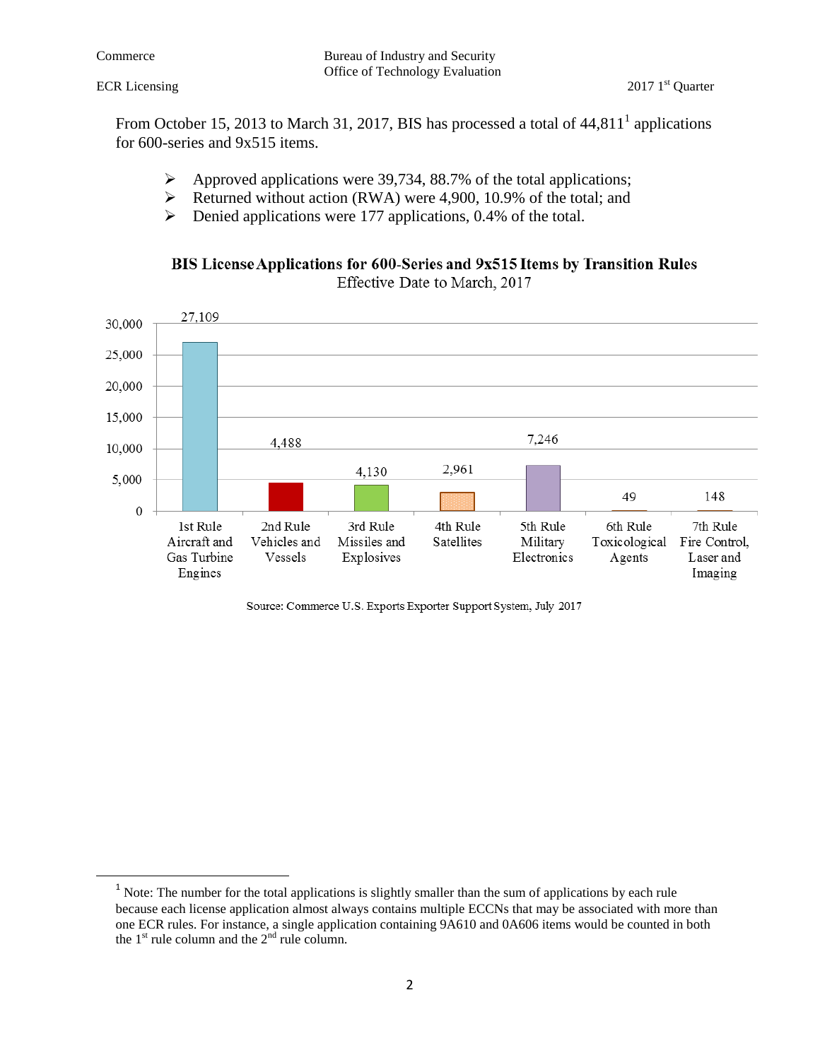From October 15, 2013 to March 31, 2017, BIS has processed a total of 44,811[1] applications for 600-series and 9x515 items.

- Approved applications were 39,734, 88.7% of the total applications;
- Returned without action (RWA) were 4,900, 10.9% of the total; and
- Denied applications were 177 applications, 0.4% of the total.

**BIS License Applications for 600-Series and 9x515 Items by Transition Rules**
Effective Date to March, 2017

| Transition Rule | Applications |
|---|---|
| 1st Rule Aircraft and Gas Turbine Engines | 27,109 |
| 2nd Rule Vehicles and Vessels | 4,488 |
| 3rd Rule Missiles and Explosives | 4,130 |
| 4th Rule Satellites | 2,961 |
| 5th Rule Military Electronics | 7,246 |
| 6th Rule Toxicological Agents | 49 |
| 7th Rule Fire Control, Laser and Imaging | 148 |

Source: Commerce U.S. Exports Exporter Support System, July 2017

---

[1] Note: The number for the total applications is slightly smaller than the sum of applications by each rule because each license application almost always contains multiple ECCNs that may be associated with more than one ECR rules. For instance, a single application containing 9A610 and 0A606 items would be counted in both the 1st rule column and the 2nd rule column.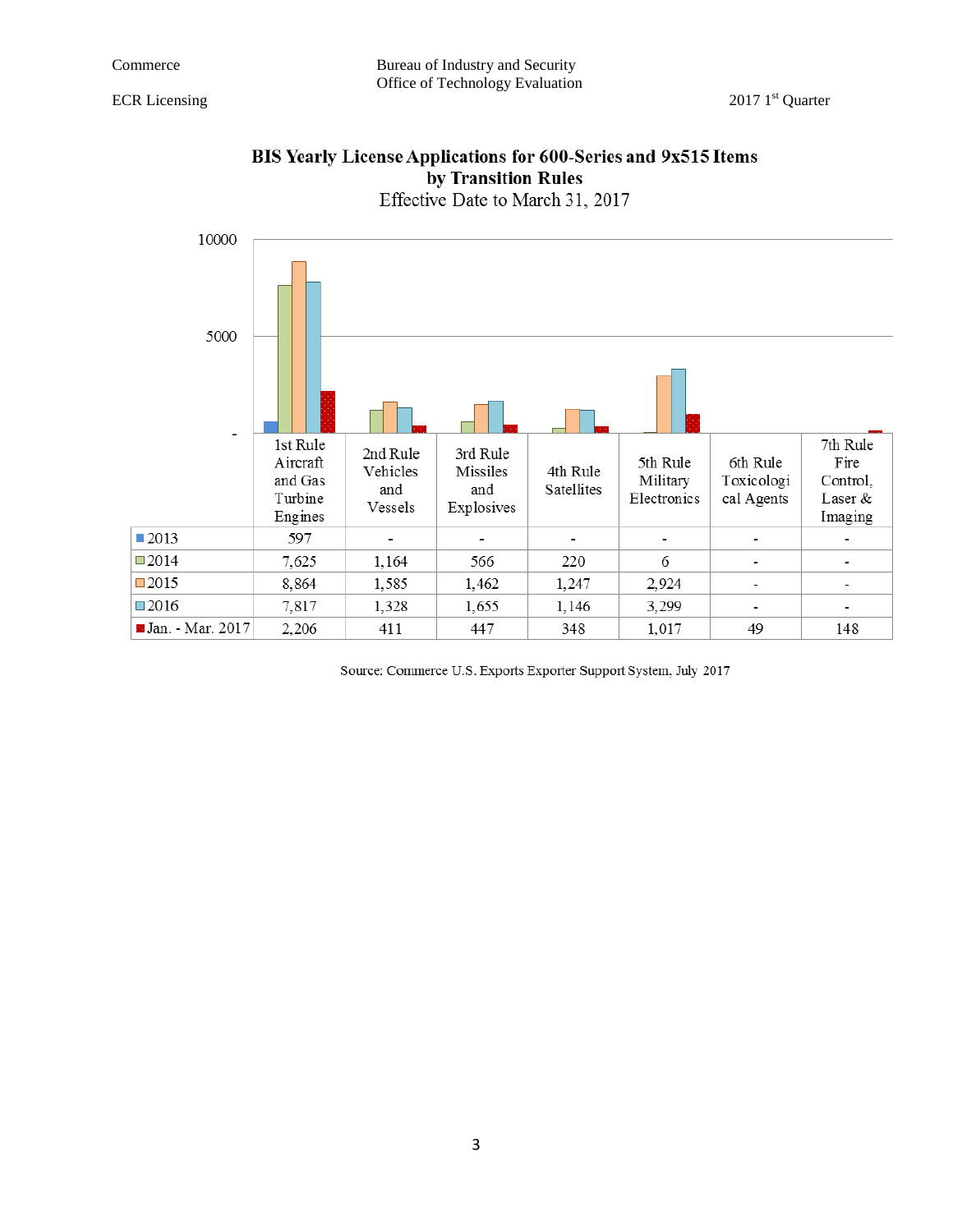## BIS Yearly License Applications for 600-Series and 9x515 Items by Transition Rules

Effective Date to March 31, 2017

| | 1st Rule Aircraft and Gas Turbine Engines | 2nd Rule Vehicles and Vessels | 3rd Rule Missiles and Explosives | 4th Rule Satellites | 5th Rule Military Electronics | 6th Rule Toxicological Agents | 7th Rule Fire Control, Laser & Imaging |
|---|---|---|---|---|---|---|---|
| 2013 | 597 | - | - | - | - | - | - |
| 2014 | 7,625 | 1,164 | 566 | 220 | 6 | - | - |
| 2015 | 8,864 | 1,585 | 1,462 | 1,247 | 2,924 | - | - |
| 2016 | 7,817 | 1,328 | 1,655 | 1,146 | 3,299 | - | - |
| Jan. - Mar. 2017 | 2,206 | 411 | 447 | 348 | 1,017 | 49 | 148 |

Source: Commerce U.S. Exports Exporter Support System, July 2017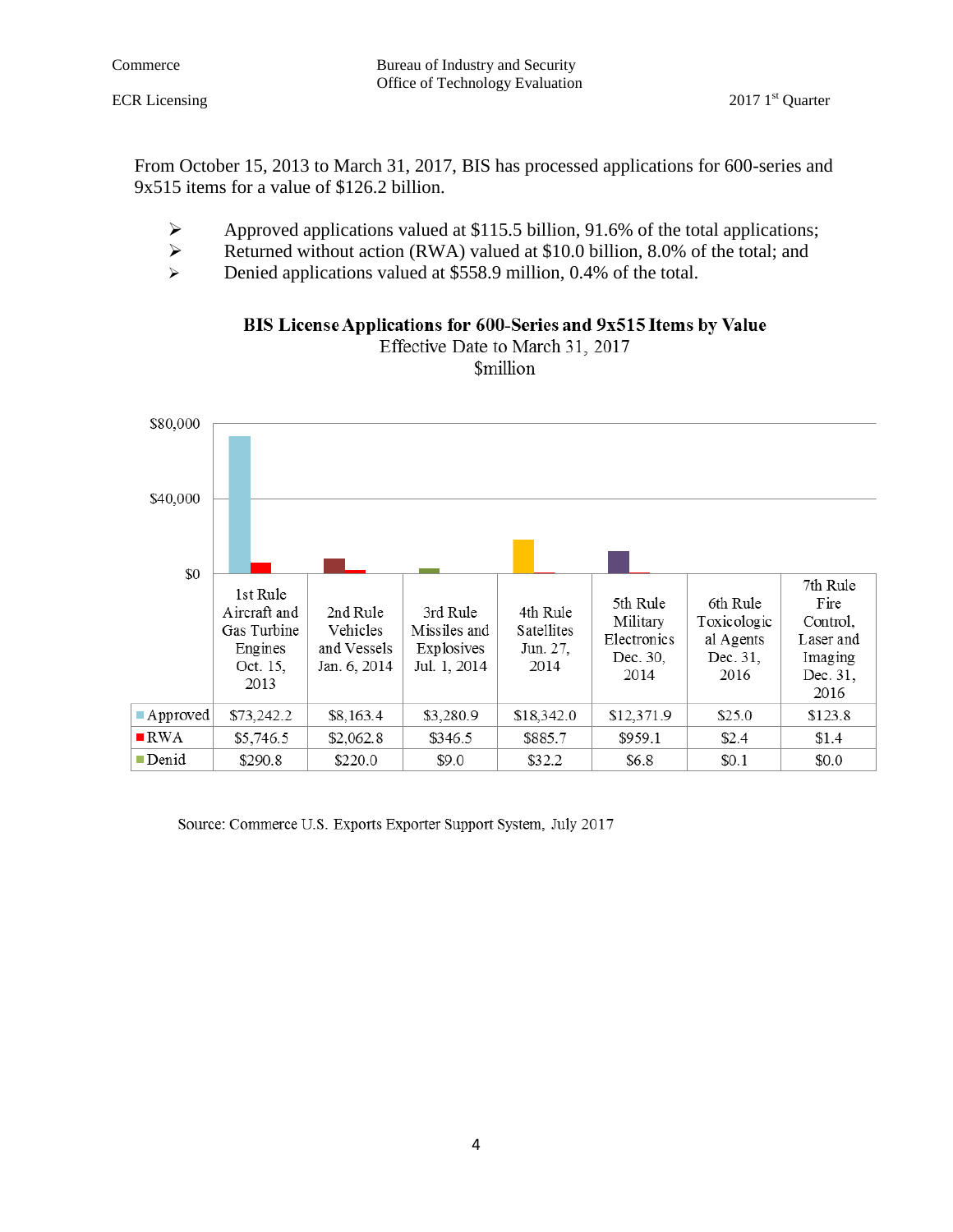From October 15, 2013 to March 31, 2017, BIS has processed applications for 600-series and 9x515 items for a value of $126.2 billion.

- Approved applications valued at $115.5 billion, 91.6% of the total applications;
- Returned without action (RWA) valued at $10.0 billion, 8.0% of the total; and
- Denied applications valued at $558.9 million, 0.4% of the total.

**BIS License Applications for 600-Series and 9x515 Items by Value**

Effective Date to March 31, 2017

$million

| | 1st Rule Aircraft and Gas Turbine Engines Oct. 15, 2013 | 2nd Rule Vehicles and Vessels Jan. 6, 2014 | 3rd Rule Missiles and Explosives Jul. 1, 2014 | 4th Rule Satellites Jun. 27, 2014 | 5th Rule Military Electronics Dec. 30, 2014 | 6th Rule Toxicological Agents Dec. 31, 2016 | 7th Rule Fire Control, Laser and Imaging Dec. 31, 2016 |
|---|---|---|---|---|---|---|---|
| Approved | $73,242.2 | $8,163.4 | $3,280.9 | $18,342.0 | $12,371.9 | $25.0 | $123.8 |
| RWA | $5,746.5 | $2,062.8 | $346.5 | $885.7 | $959.1 | $2.4 | $1.4 |
| Denid | $290.8 | $220.0 | $9.0 | $32.2 | $6.8 | $0.1 | $0.0 |

Source: Commerce U.S. Exports Exporter Support System, July 2017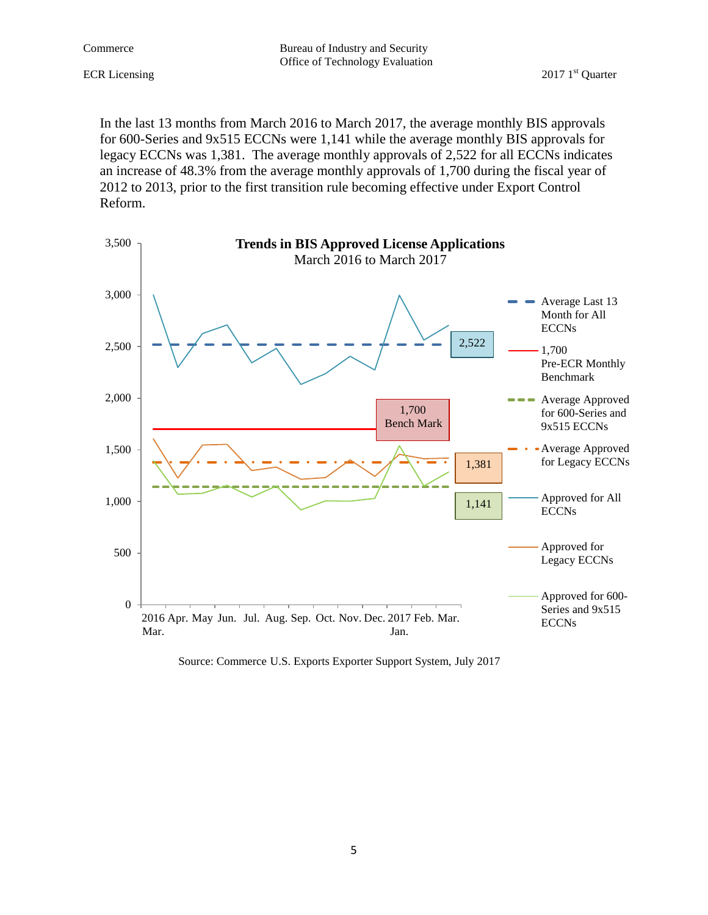In the last 13 months from March 2016 to March 2017, the average monthly BIS approvals for 600-Series and 9x515 ECCNs were 1,141 while the average monthly BIS approvals for legacy ECCNs was 1,381. The average monthly approvals of 2,522 for all ECCNs indicates an increase of 48.3% from the average monthly approvals of 1,700 during the fiscal year of 2012 to 2013, prior to the first transition rule becoming effective under Export Control Reform.

**Trends in BIS Approved License Applications**
March 2016 to March 2017

Source: Commerce U.S. Exports Exporter Support System, July 2017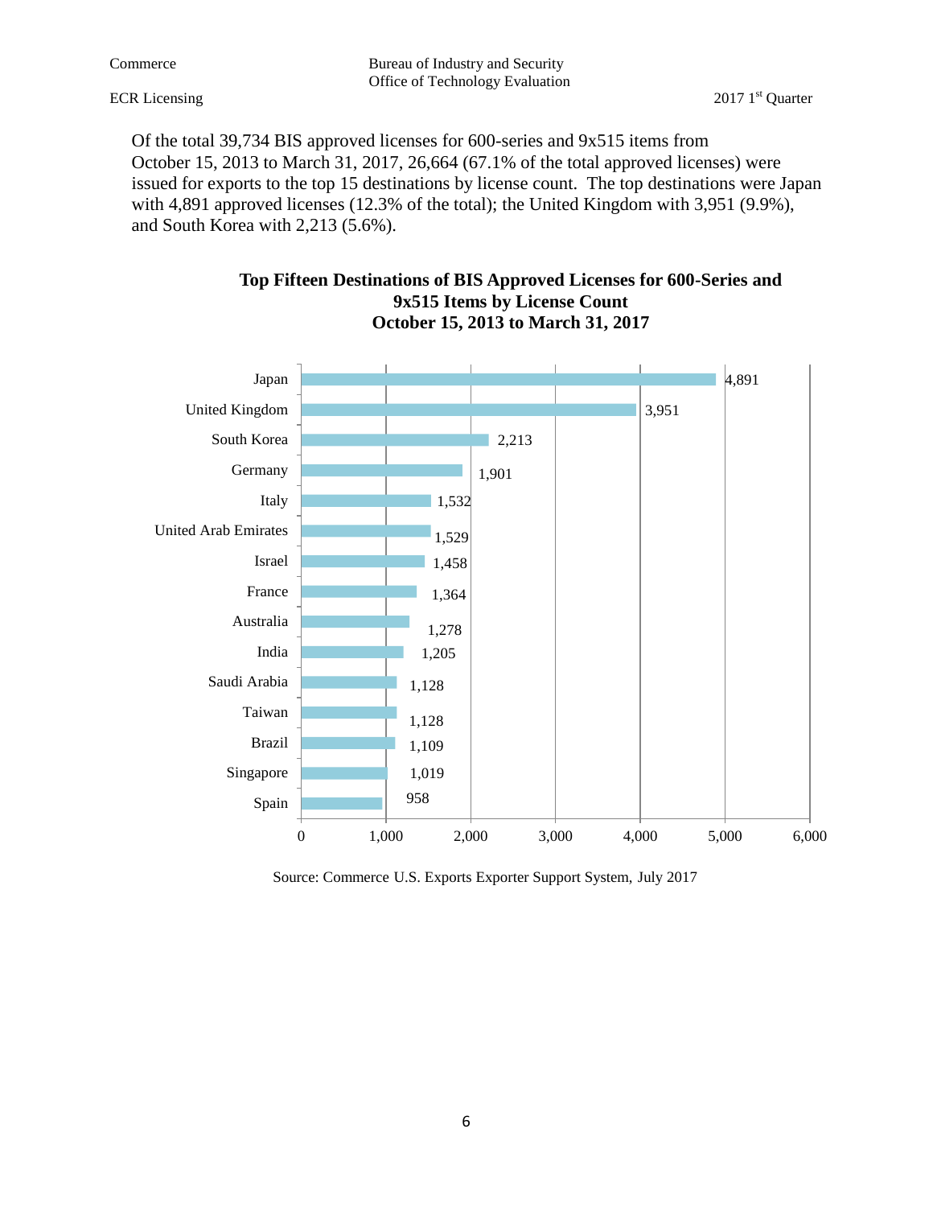Of the total 39,734 BIS approved licenses for 600-series and 9x515 items from October 15, 2013 to March 31, 2017, 26,664 (67.1% of the total approved licenses) were issued for exports to the top 15 destinations by license count. The top destinations were Japan with 4,891 approved licenses (12.3% of the total); the United Kingdom with 3,951 (9.9%), and South Korea with 2,213 (5.6%).

**Top Fifteen Destinations of BIS Approved Licenses for 600-Series and 9x515 Items by License Count**
**October 15, 2013 to March 31, 2017**

Japan 4,891
United Kingdom 3,951
South Korea 2,213
Germany 1,901
Italy 1,532
United Arab Emirates 1,529
Israel 1,458
France 1,364
Australia 1,278
India 1,205
Saudi Arabia 1,128
Taiwan 1,128
Brazil 1,109
Singapore 1,019
Spain 958

0, 1,000, 2,000, 3,000, 4,000, 5,000, 6,000

Source: Commerce U.S. Exports Exporter Support System, July 2017